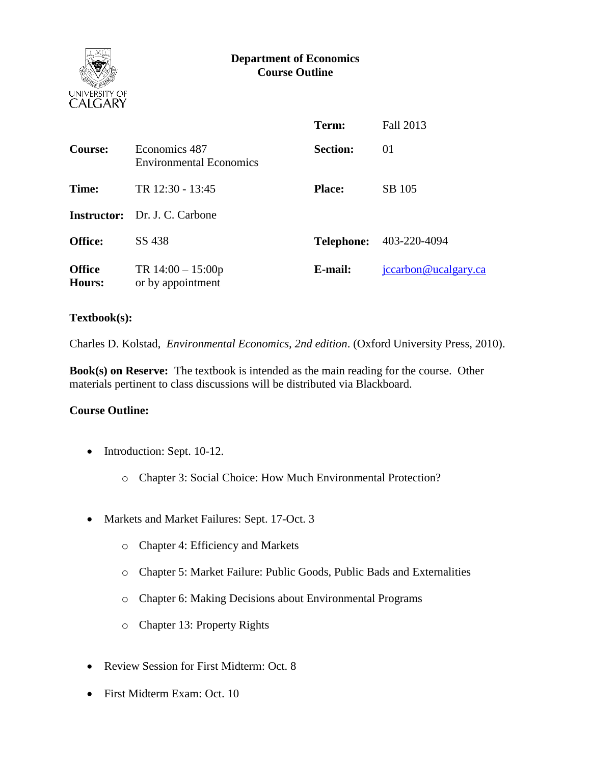**Department of Economics**
**Course Outline**

UNIVERSITY OF CALGARY

| | | | |
|---|---|---|---|
| | | **Term:** | Fall 2013 |
| **Course:** | Economics 487<br>Environmental Economics | **Section:** | 01 |
| **Time:** | TR 12:30 - 13:45 | **Place:** | SB 105 |
| **Instructor:** | Dr. J. C. Carbone | | |
| **Office:** | SS 438 | **Telephone:** | 403-220-4094 |
| **Office Hours:** | TR 14:00 – 15:00p<br>or by appointment | **E-mail:** | jccarbon@ucalgary.ca |

**Textbook(s):**

Charles D. Kolstad, *Environmental Economics, 2nd edition*. (Oxford University Press, 2010).

**Book(s) on Reserve:** The textbook is intended as the main reading for the course. Other materials pertinent to class discussions will be distributed via Blackboard.

**Course Outline:**

- Introduction: Sept. 10-12.
  - Chapter 3: Social Choice: How Much Environmental Protection?
- Markets and Market Failures: Sept. 17-Oct. 3
  - Chapter 4: Efficiency and Markets
  - Chapter 5: Market Failure: Public Goods, Public Bads and Externalities
  - Chapter 6: Making Decisions about Environmental Programs
  - Chapter 13: Property Rights
- Review Session for First Midterm: Oct. 8
- First Midterm Exam: Oct. 10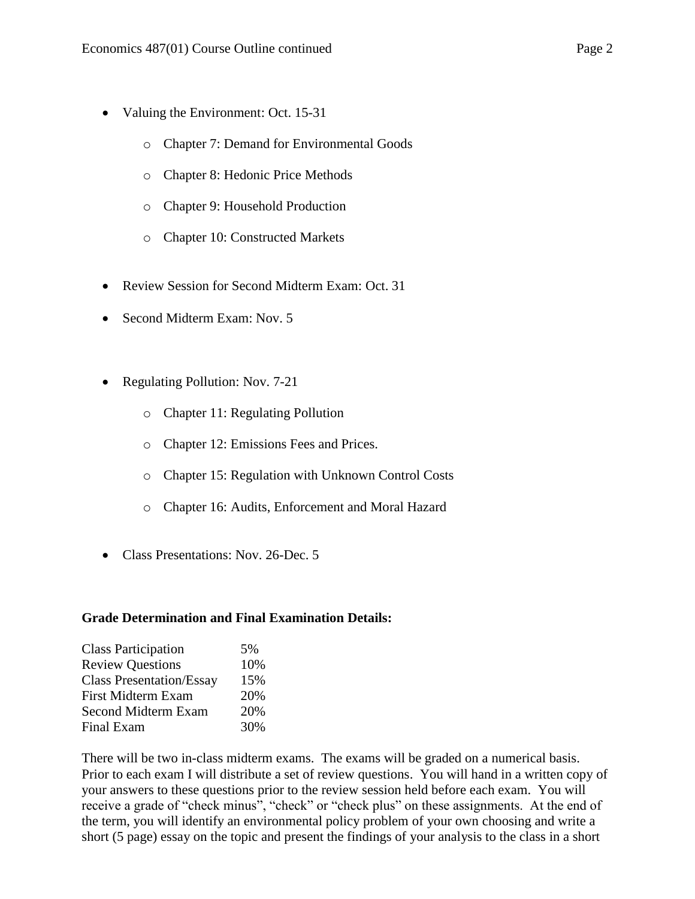- Valuing the Environment: Oct. 15-31
    - Chapter 7: Demand for Environmental Goods
    - Chapter 8: Hedonic Price Methods
    - Chapter 9: Household Production
    - Chapter 10: Constructed Markets
- Review Session for Second Midterm Exam: Oct. 31
- Second Midterm Exam: Nov. 5
- Regulating Pollution: Nov. 7-21
    - Chapter 11: Regulating Pollution
    - Chapter 12: Emissions Fees and Prices.
    - Chapter 15: Regulation with Unknown Control Costs
    - Chapter 16: Audits, Enforcement and Moral Hazard
- Class Presentations: Nov. 26-Dec. 5

**Grade Determination and Final Examination Details:**

| | |
|---|---|
| Class Participation | 5% |
| Review Questions | 10% |
| Class Presentation/Essay | 15% |
| First Midterm Exam | 20% |
| Second Midterm Exam | 20% |
| Final Exam | 30% |

There will be two in-class midterm exams. The exams will be graded on a numerical basis. Prior to each exam I will distribute a set of review questions. You will hand in a written copy of your answers to these questions prior to the review session held before each exam. You will receive a grade of "check minus", "check" or "check plus" on these assignments. At the end of the term, you will identify an environmental policy problem of your own choosing and write a short (5 page) essay on the topic and present the findings of your analysis to the class in a short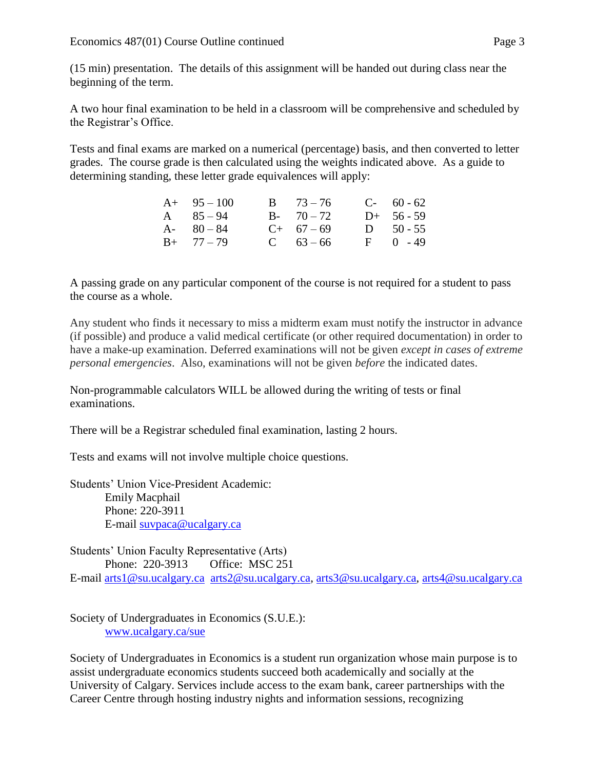(15 min) presentation. The details of this assignment will be handed out during class near the beginning of the term.

A two hour final examination to be held in a classroom will be comprehensive and scheduled by the Registrar's Office.

Tests and final exams are marked on a numerical (percentage) basis, and then converted to letter grades. The course grade is then calculated using the weights indicated above. As a guide to determining standing, these letter grade equivalences will apply:

| | | | | | |
|---|---|---|---|---|---|
| A+ | 95 – 100 | B | 73 – 76 | C- | 60 - 62 |
| A | 85 – 94 | B- | 70 – 72 | D+ | 56 - 59 |
| A- | 80 – 84 | C+ | 67 – 69 | D | 50 - 55 |
| B+ | 77 – 79 | C | 63 – 66 | F | 0 - 49 |

A passing grade on any particular component of the course is not required for a student to pass the course as a whole.

Any student who finds it necessary to miss a midterm exam must notify the instructor in advance (if possible) and produce a valid medical certificate (or other required documentation) in order to have a make-up examination. Deferred examinations will not be given *except in cases of extreme personal emergencies*. Also, examinations will not be given *before* the indicated dates.

Non-programmable calculators WILL be allowed during the writing of tests or final examinations.

There will be a Registrar scheduled final examination, lasting 2 hours.

Tests and exams will not involve multiple choice questions.

Students' Union Vice-President Academic:
Emily Macphail
Phone: 220-3911
E-mail suvpaca@ucalgary.ca

Students' Union Faculty Representative (Arts)
Phone: 220-3913 Office: MSC 251
E-mail arts1@su.ucalgary.ca arts2@su.ucalgary.ca, arts3@su.ucalgary.ca, arts4@su.ucalgary.ca

Society of Undergraduates in Economics (S.U.E.):
www.ucalgary.ca/sue

Society of Undergraduates in Economics is a student run organization whose main purpose is to assist undergraduate economics students succeed both academically and socially at the University of Calgary. Services include access to the exam bank, career partnerships with the Career Centre through hosting industry nights and information sessions, recognizing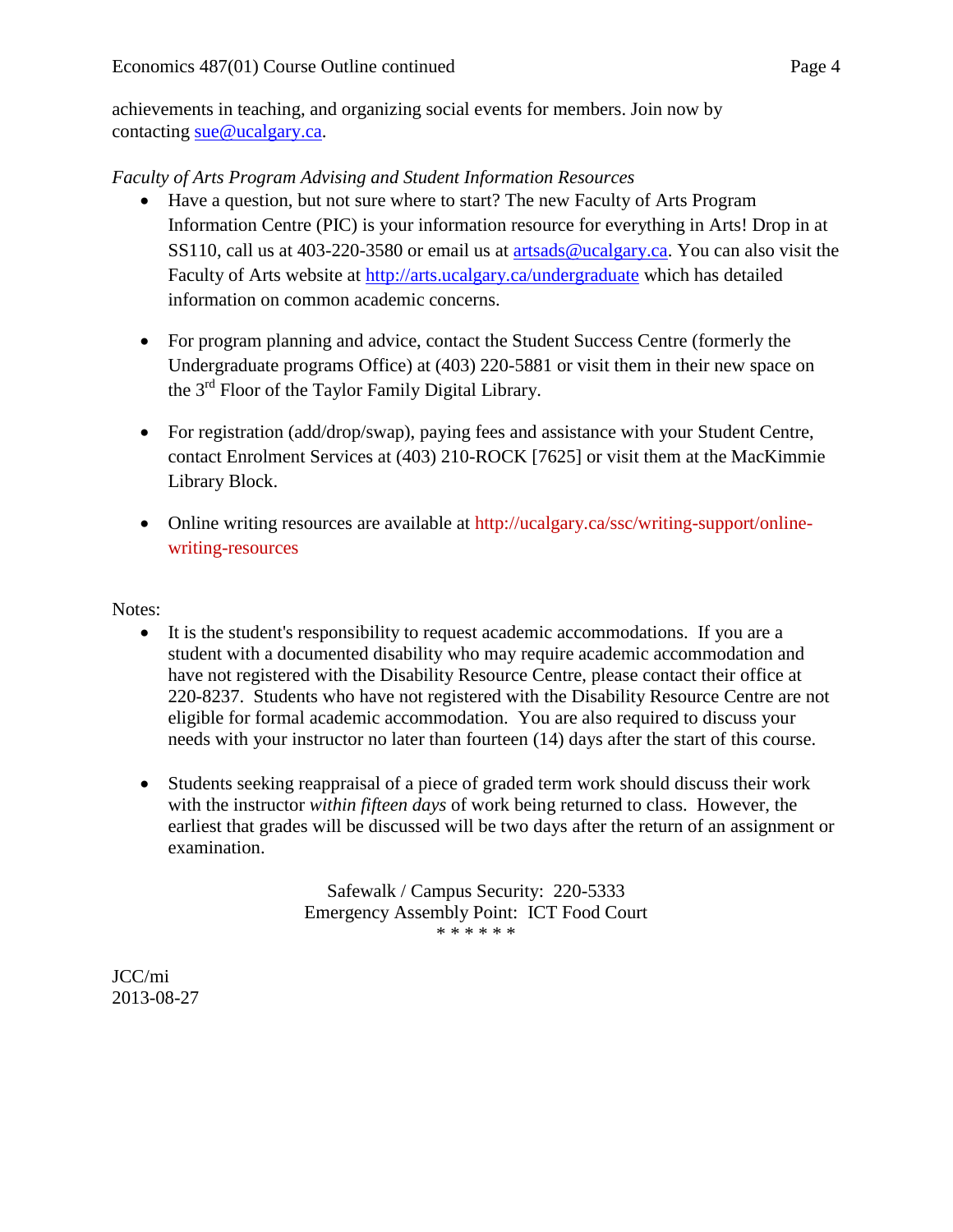achievements in teaching, and organizing social events for members. Join now by contacting [sue@ucalgary.ca](mailto:sue@ucalgary.ca).

*Faculty of Arts Program Advising and Student Information Resources*

- Have a question, but not sure where to start? The new Faculty of Arts Program Information Centre (PIC) is your information resource for everything in Arts! Drop in at SS110, call us at 403-220-3580 or email us at [artsads@ucalgary.ca](mailto:artsads@ucalgary.ca). You can also visit the Faculty of Arts website at [http://arts.ucalgary.ca/undergraduate](http://arts.ucalgary.ca/undergraduate) which has detailed information on common academic concerns.

- For program planning and advice, contact the Student Success Centre (formerly the Undergraduate programs Office) at (403) 220-5881 or visit them in their new space on the 3rd Floor of the Taylor Family Digital Library.

- For registration (add/drop/swap), paying fees and assistance with your Student Centre, contact Enrolment Services at (403) 210-ROCK [7625] or visit them at the MacKimmie Library Block.

- Online writing resources are available at http://ucalgary.ca/ssc/writing-support/online-writing-resources

Notes:

- It is the student's responsibility to request academic accommodations. If you are a student with a documented disability who may require academic accommodation and have not registered with the Disability Resource Centre, please contact their office at 220-8237. Students who have not registered with the Disability Resource Centre are not eligible for formal academic accommodation. You are also required to discuss your needs with your instructor no later than fourteen (14) days after the start of this course.

- Students seeking reappraisal of a piece of graded term work should discuss their work with the instructor *within fifteen days* of work being returned to class. However, the earliest that grades will be discussed will be two days after the return of an assignment or examination.

Safewalk / Campus Security: 220-5333
Emergency Assembly Point: ICT Food Court
* * * * * *

JCC/mi
2013-08-27